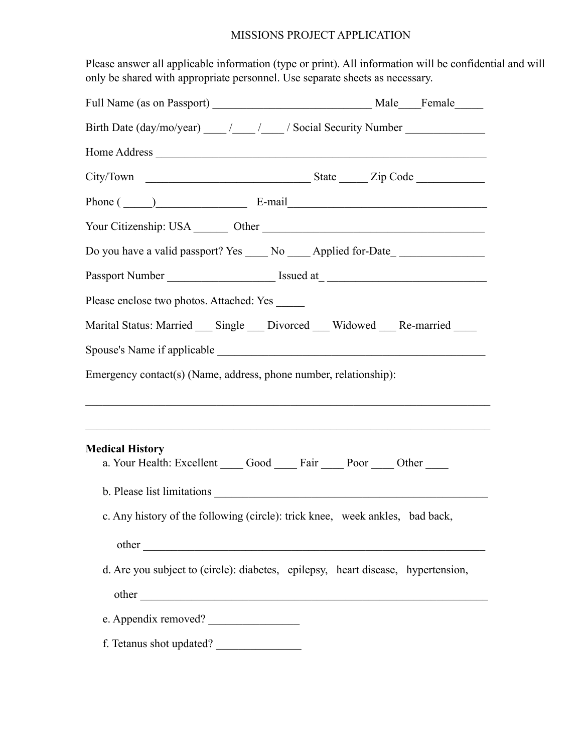# MISSIONS PROJECT APPLICATION

Please answer all applicable information (type or print). All information will be confidential and will only be shared with appropriate personnel. Use separate sheets as necessary.

Full Name (as on Passport) ____________________________ Male____Female_____

Birth Date (day/mo/year) ____ /____ /____ / Social Security Number ______________

Home Address ___________________________________________________________

City/Town _____________________________ State _____ Zip Code ____________

Phone ( _____)________________ E-mail___________________________________

Your Citizenship: USA ______ Other ______________________________________

Do you have a valid passport? Yes ____ No ____ Applied for-Date_ _______________

Passport Number ___________________ Issued at_ ____________________________

Please enclose two photos. Attached: Yes _____

Marital Status: Married ___ Single ___ Divorced ___ Widowed ___ Re-married ____

Spouse's Name if applicable _______________________________________________

Emergency contact(s) (Name, address, phone number, relationship):

________________________________________________________________________

________________________________________________________________________

**Medical History**

a. Your Health: Excellent ____ Good ____ Fair ____ Poor ____ Other ____

b. Please list limitations _________________________________________________

c. Any history of the following (circle): trick knee, week ankles, bad back,

other ______________________________________________________________

d. Are you subject to (circle): diabetes, epilepsy, heart disease, hypertension,

other ______________________________________________________________

e. Appendix removed? ________________

f. Tetanus shot updated? _______________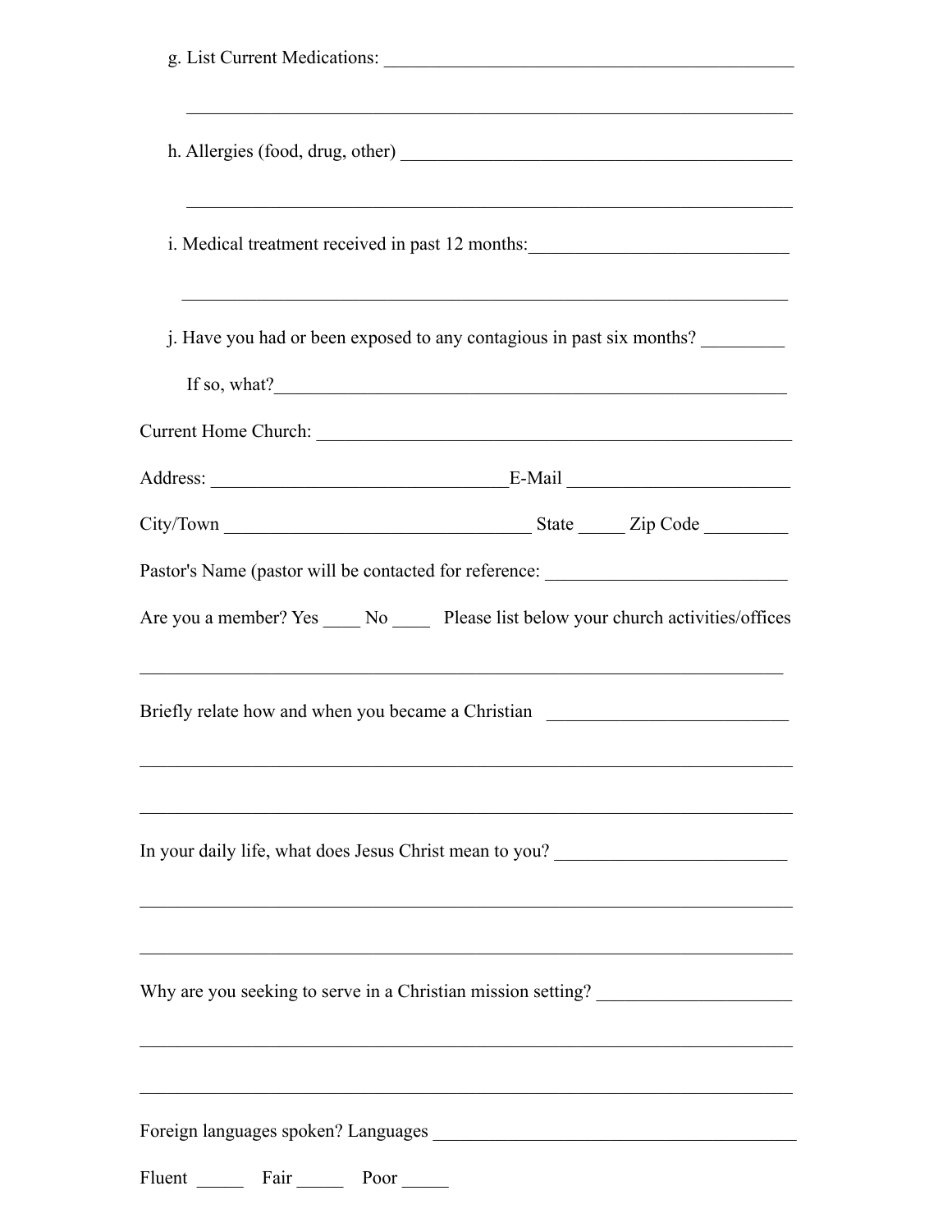g. List Current Medications: ____________________________________________

____________________________________________________________________

h. Allergies (food, drug, other) ___________________________________________

____________________________________________________________________

i. Medical treatment received in past 12 months:_____________________________

____________________________________________________________________

j. Have you had or been exposed to any contagious in past six months? _________

If so, what?__________________________________________________________

Current Home Church: ______________________________________________________

Address: ________________________________E-Mail ________________________

City/Town _________________________________ State _____ Zip Code _________

Pastor's Name (pastor will be contacted for reference: __________________________

Are you a member? Yes ____ No ____ Please list below your church activities/offices

________________________________________________________________________

Briefly relate how and when you became a Christian __________________________

________________________________________________________________________

________________________________________________________________________

In your daily life, what does Jesus Christ mean to you? _________________________

________________________________________________________________________

________________________________________________________________________

Why are you seeking to serve in a Christian mission setting? _____________________

________________________________________________________________________

________________________________________________________________________

Foreign languages spoken? Languages ________________________________________

Fluent _____ Fair _____ Poor _____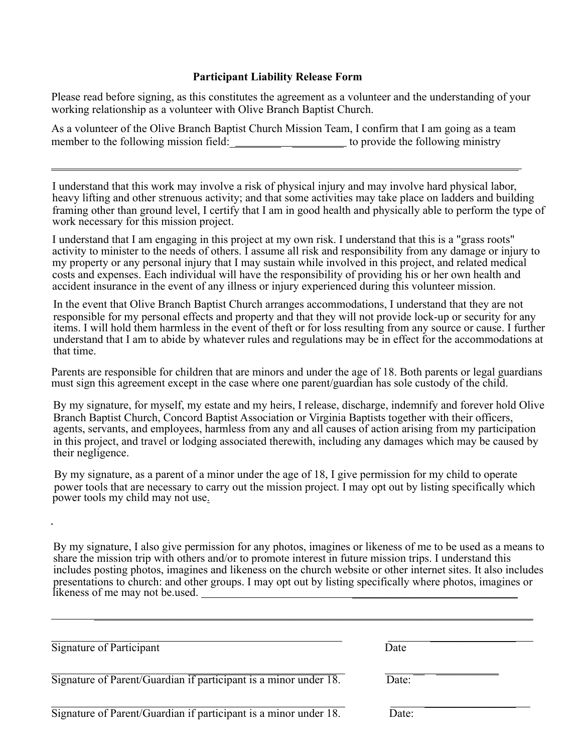**Participant Liability Release Form**

Please read before signing, as this constitutes the agreement as a volunteer and the understanding of your working relationship as a volunteer with Olive Branch Baptist Church.

As a volunteer of the Olive Branch Baptist Church Mission Team, I confirm that I am going as a team member to the following mission field: ____________________ to provide the following ministry

______________________________________________________________________________

I understand that this work may involve a risk of physical injury and may involve hard physical labor, heavy lifting and other strenuous activity; and that some activities may take place on ladders and building framing other than ground level, I certify that I am in good health and physically able to perform the type of work necessary for this mission project.

I understand that I am engaging in this project at my own risk. I understand that this is a "grass roots" activity to minister to the needs of others. I assume all risk and responsibility from any damage or injury to my property or any personal injury that I may sustain while involved in this project, and related medical costs and expenses. Each individual will have the responsibility of providing his or her own health and accident insurance in the event of any illness or injury experienced during this volunteer mission.

In the event that Olive Branch Baptist Church arranges accommodations, I understand that they are not responsible for my personal effects and property and that they will not provide lock-up or security for any items. I will hold them harmless in the event of theft or for loss resulting from any source or cause. I further understand that I am to abide by whatever rules and regulations may be in effect for the accommodations at that time.

Parents are responsible for children that are minors and under the age of 18. Both parents or legal guardians must sign this agreement except in the case where one parent/guardian has sole custody of the child.

By my signature, for myself, my estate and my heirs, I release, discharge, indemnify and forever hold Olive Branch Baptist Church, Concord Baptist Association or Virginia Baptists together with their officers, agents, servants, and employees, harmless from any and all causes of action arising from my participation in this project, and travel or lodging associated therewith, including any damages which may be caused by their negligence.

By my signature, as a parent of a minor under the age of 18, I give permission for my child to operate power tools that are necessary to carry out the mission project. I may opt out by listing specifically which power tools my child may not use.

By my signature, I also give permission for any photos, imagines or likeness of me to be used as a means to share the mission trip with others and/or to promote interest in future mission trips. I understand this includes posting photos, imagines and likeness on the church website or other internet sites. It also includes presentations to church: and other groups. I may opt out by listing specifically where photos, imagines or likeness of me may not be.used. ______________________________________________

______________________________________________________________________________

______________________________________________ ____________________

Signature of Participant Date

______________________________________________ ____________________

Signature of Parent/Guardian if participant is a minor under 18. Date:

______________________________________________ ____________________

Signature of Parent/Guardian if participant is a minor under 18. Date: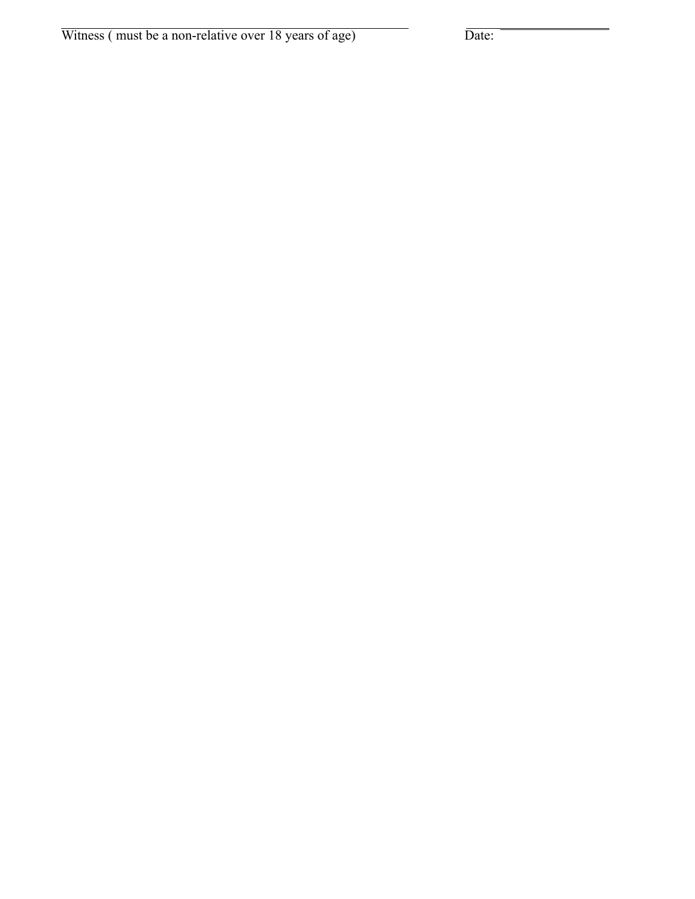_______________________________________________ Date: _______________

Witness ( must be a non-relative over 18 years of age)